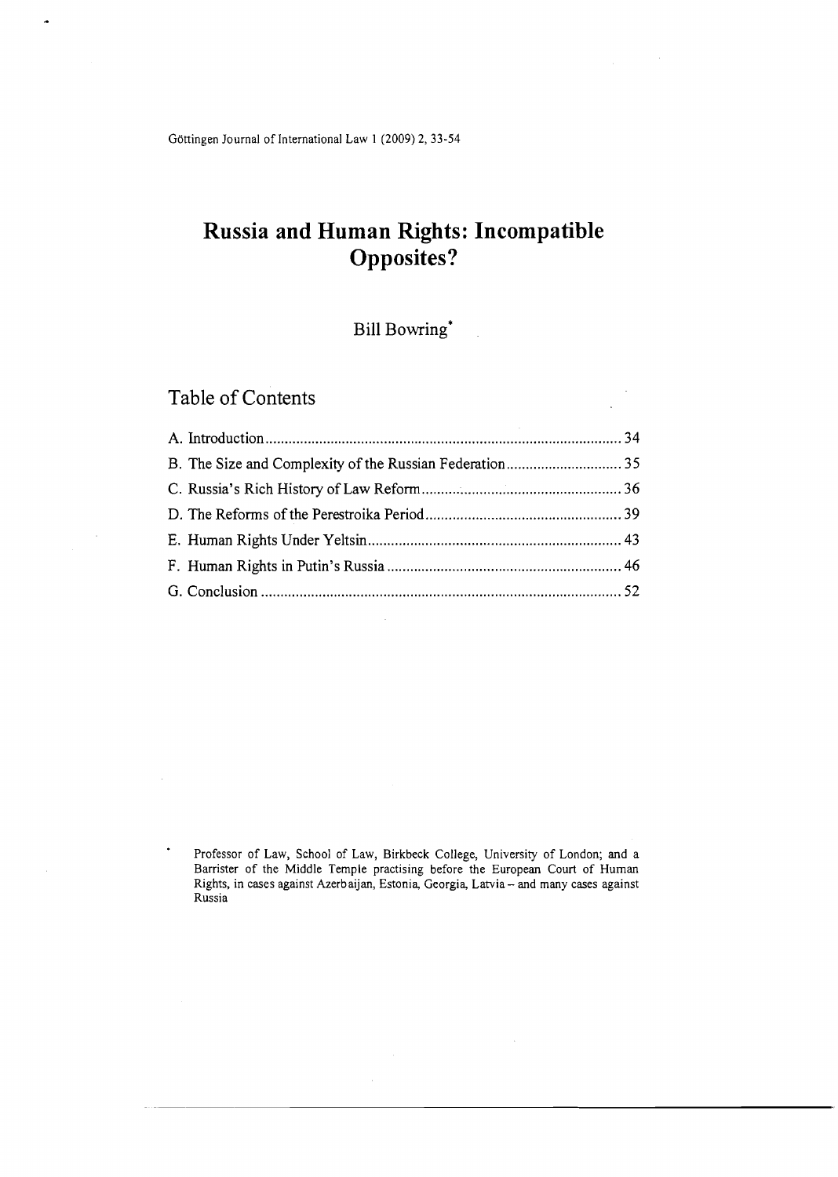# Russia and Human Rights: Incompatible Opposites?

Bill Bowring*

## Table of Contents

A. Introduction ............................................................ 34
B. The Size and Complexity of the Russian Federation ............................ 35
C. Russia's Rich History of Law Reform ........................................ 36
D. The Reforms of the Perestroika Period ...................................... 39
E. Human Rights Under Yeltsin .................................................. 43
F. Human Rights in Putin's Russia ............................................. 46
G. Conclusion .............................................................. 52

\* Professor of Law, School of Law, Birkbeck College, University of London; and a Barrister of the Middle Temple practising before the European Court of Human Rights, in cases against Azerbaijan, Estonia, Georgia, Latvia – and many cases against Russia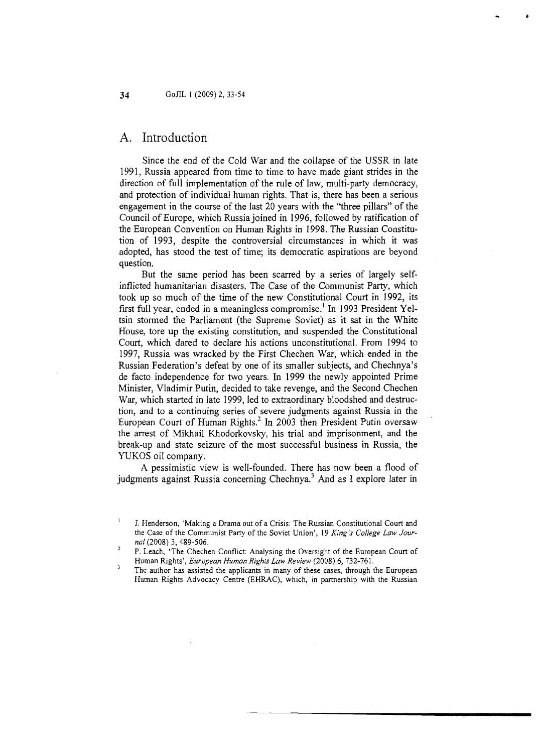## A. Introduction

Since the end of the Cold War and the collapse of the USSR in late 1991, Russia appeared from time to time to have made giant strides in the direction of full implementation of the rule of law, multi-party democracy, and protection of individual human rights. That is, there has been a serious engagement in the course of the last 20 years with the "three pillars" of the Council of Europe, which Russia joined in 1996, followed by ratification of the European Convention on Human Rights in 1998. The Russian Constitution of 1993, despite the controversial circumstances in which it was adopted, has stood the test of time; its democratic aspirations are beyond question.

But the same period has been scarred by a series of largely self-inflicted humanitarian disasters. The Case of the Communist Party, which took up so much of the time of the new Constitutional Court in 1992, its first full year, ended in a meaningless compromise.[1] In 1993 President Yeltsin stormed the Parliament (the Supreme Soviet) as it sat in the White House, tore up the existing constitution, and suspended the Constitutional Court, which dared to declare his actions unconstitutional. From 1994 to 1997, Russia was wracked by the First Chechen War, which ended in the Russian Federation's defeat by one of its smaller subjects, and Chechnya's de facto independence for two years. In 1999 the newly appointed Prime Minister, Vladimir Putin, decided to take revenge, and the Second Chechen War, which started in late 1999, led to extraordinary bloodshed and destruction, and to a continuing series of severe judgments against Russia in the European Court of Human Rights.[2] In 2003 then President Putin oversaw the arrest of Mikhail Khodorkovsky, his trial and imprisonment, and the break-up and state seizure of the most successful business in Russia, the YUKOS oil company.

A pessimistic view is well-founded. There has now been a flood of judgments against Russia concerning Chechnya.[3] And as I explore later in

---

1 J. Henderson, 'Making a Drama out of a Crisis: The Russian Constitutional Court and the Case of the Communist Party of the Soviet Union', 19 *King's College Law Journal* (2008) 3, 489-506.

2 P. Leach, 'The Chechen Conflict: Analysing the Oversight of the European Court of Human Rights', *European Human Rights Law Review* (2008) 6, 732-761.

3 The author has assisted the applicants in many of these cases, through the European Human Rights Advocacy Centre (EHRAC), which, in partnership with the Russian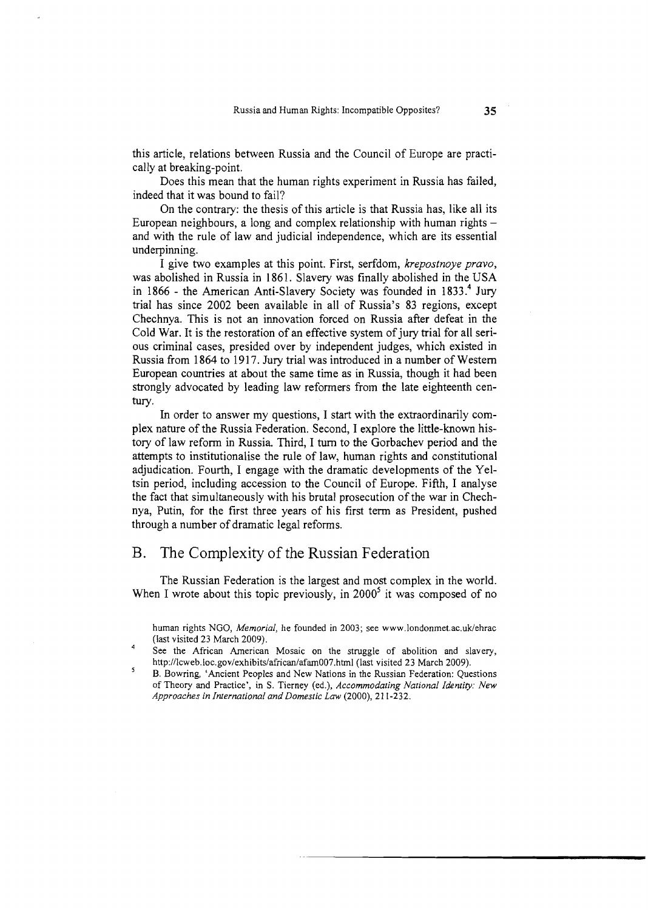this article, relations between Russia and the Council of Europe are practically at breaking-point.

Does this mean that the human rights experiment in Russia has failed, indeed that it was bound to fail?

On the contrary: the thesis of this article is that Russia has, like all its European neighbours, a long and complex relationship with human rights – and with the rule of law and judicial independence, which are its essential underpinning.

I give two examples at this point. First, serfdom, *krepostnoye pravo*, was abolished in Russia in 1861. Slavery was finally abolished in the USA in 1866 - the American Anti-Slavery Society was founded in 1833.[4] Jury trial has since 2002 been available in all of Russia's 83 regions, except Chechnya. This is not an innovation forced on Russia after defeat in the Cold War. It is the restoration of an effective system of jury trial for all serious criminal cases, presided over by independent judges, which existed in Russia from 1864 to 1917. Jury trial was introduced in a number of Western European countries at about the same time as in Russia, though it had been strongly advocated by leading law reformers from the late eighteenth century.

In order to answer my questions, I start with the extraordinarily complex nature of the Russia Federation. Second, I explore the little-known history of law reform in Russia. Third, I turn to the Gorbachev period and the attempts to institutionalise the rule of law, human rights and constitutional adjudication. Fourth, I engage with the dramatic developments of the Yeltsin period, including accession to the Council of Europe. Fifth, I analyse the fact that simultaneously with his brutal prosecution of the war in Chechnya, Putin, for the first three years of his first term as President, pushed through a number of dramatic legal reforms.

## B. The Complexity of the Russian Federation

The Russian Federation is the largest and most complex in the world. When I wrote about this topic previously, in 2000[5] it was composed of no

human rights NGO, *Memorial*, he founded in 2003; see www.londonmet.ac.uk/ehrac (last visited 23 March 2009).

[4] See the African American Mosaic on the struggle of abolition and slavery, http://lcweb.loc.gov/exhibits/african/afam007.html (last visited 23 March 2009).

[5] B. Bowring, 'Ancient Peoples and New Nations in the Russian Federation: Questions of Theory and Practice', in S. Tierney (ed.), *Accommodating National Identity: New Approaches in International and Domestic Law* (2000), 211-232.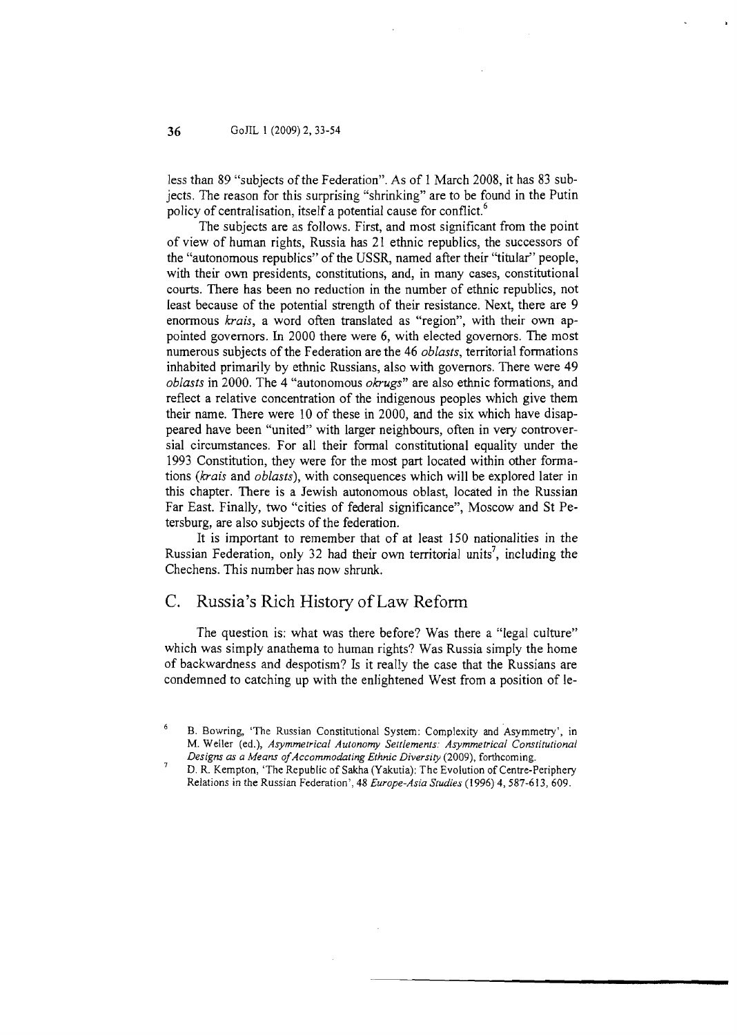less than 89 "subjects of the Federation". As of 1 March 2008, it has 83 subjects. The reason for this surprising "shrinking" are to be found in the Putin policy of centralisation, itself a potential cause for conflict.[6]

The subjects are as follows. First, and most significant from the point of view of human rights, Russia has 21 ethnic republics, the successors of the "autonomous republics" of the USSR, named after their "titular" people, with their own presidents, constitutions, and, in many cases, constitutional courts. There has been no reduction in the number of ethnic republics, not least because of the potential strength of their resistance. Next, there are 9 enormous *krais*, a word often translated as "region", with their own appointed governors. In 2000 there were 6, with elected governors. The most numerous subjects of the Federation are the 46 *oblasts*, territorial formations inhabited primarily by ethnic Russians, also with governors. There were 49 *oblasts* in 2000. The 4 "autonomous *okrugs*" are also ethnic formations, and reflect a relative concentration of the indigenous peoples which give them their name. There were 10 of these in 2000, and the six which have disappeared have been "united" with larger neighbours, often in very controversial circumstances. For all their formal constitutional equality under the 1993 Constitution, they were for the most part located within other formations (*krais* and *oblasts*), with consequences which will be explored later in this chapter. There is a Jewish autonomous oblast, located in the Russian Far East. Finally, two "cities of federal significance", Moscow and St Petersburg, are also subjects of the federation.

It is important to remember that of at least 150 nationalities in the Russian Federation, only 32 had their own territorial units[7], including the Chechens. This number has now shrunk.

## C. Russia's Rich History of Law Reform

The question is: what was there before? Was there a "legal culture" which was simply anathema to human rights? Was Russia simply the home of backwardness and despotism? Is it really the case that the Russians are condemned to catching up with the enlightened West from a position of le-

---

[6] B. Bowring, 'The Russian Constitutional System: Complexity and Asymmetry', in M. Weller (ed.), *Asymmetrical Autonomy Settlements: Asymmetrical Constitutional Designs as a Means of Accommodating Ethnic Diversity* (2009), forthcoming.

[7] D. R. Kempton, 'The Republic of Sakha (Yakutia): The Evolution of Centre-Periphery Relations in the Russian Federation', 48 *Europe-Asia Studies* (1996) 4, 587-613, 609.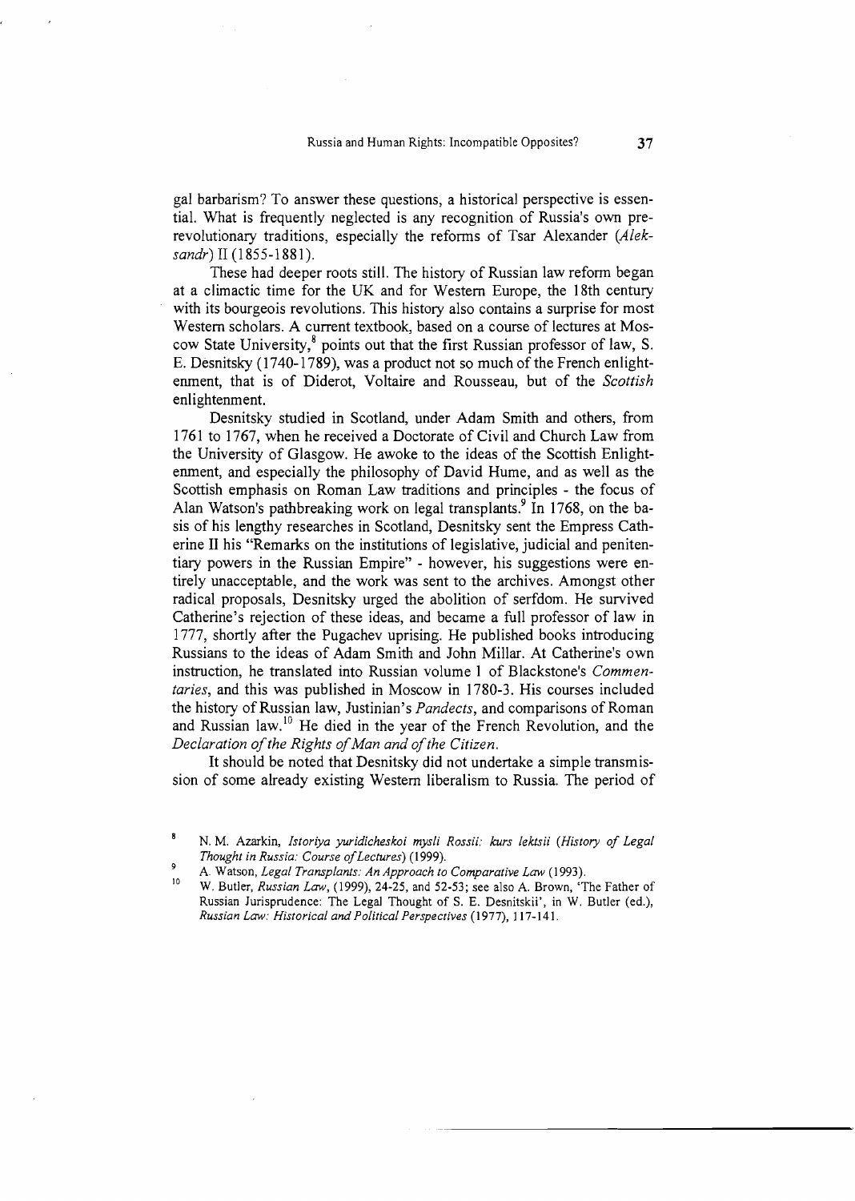gal barbarism? To answer these questions, a historical perspective is essential. What is frequently neglected is any recognition of Russia's own prerevolutionary traditions, especially the reforms of Tsar Alexander (*Aleksandr*) II (1855-1881).

These had deeper roots still. The history of Russian law reform began at a climactic time for the UK and for Western Europe, the 18th century with its bourgeois revolutions. This history also contains a surprise for most Western scholars. A current textbook, based on a course of lectures at Moscow State University,[8] points out that the first Russian professor of law, S. E. Desnitsky (1740-1789), was a product not so much of the French enlightenment, that is of Diderot, Voltaire and Rousseau, but of the *Scottish* enlightenment.

Desnitsky studied in Scotland, under Adam Smith and others, from 1761 to 1767, when he received a Doctorate of Civil and Church Law from the University of Glasgow. He awoke to the ideas of the Scottish Enlightenment, and especially the philosophy of David Hume, and as well as the Scottish emphasis on Roman Law traditions and principles - the focus of Alan Watson's pathbreaking work on legal transplants.[9] In 1768, on the basis of his lengthy researches in Scotland, Desnitsky sent the Empress Catherine II his "Remarks on the institutions of legislative, judicial and penitentiary powers in the Russian Empire" - however, his suggestions were entirely unacceptable, and the work was sent to the archives. Amongst other radical proposals, Desnitsky urged the abolition of serfdom. He survived Catherine's rejection of these ideas, and became a full professor of law in 1777, shortly after the Pugachev uprising. He published books introducing Russians to the ideas of Adam Smith and John Millar. At Catherine's own instruction, he translated into Russian volume 1 of Blackstone's *Commentaries*, and this was published in Moscow in 1780-3. His courses included the history of Russian law, Justinian's *Pandects*, and comparisons of Roman and Russian law.[10] He died in the year of the French Revolution, and the *Declaration of the Rights of Man and of the Citizen*.

It should be noted that Desnitsky did not undertake a simple transmission of some already existing Western liberalism to Russia. The period of

---

[8] N. M. Azarkin, *Istoriya yuridicheskoi mysli Rossii: kurs lektsii (History of Legal Thought in Russia: Course of Lectures)* (1999).

[9] A. Watson, *Legal Transplants: An Approach to Comparative Law* (1993).

[10] W. Butler, *Russian Law*, (1999), 24-25, and 52-53; see also A. Brown, 'The Father of Russian Jurisprudence: The Legal Thought of S. E. Desnitskii', in W. Butler (ed.), *Russian Law: Historical and Political Perspectives* (1977), 117-141.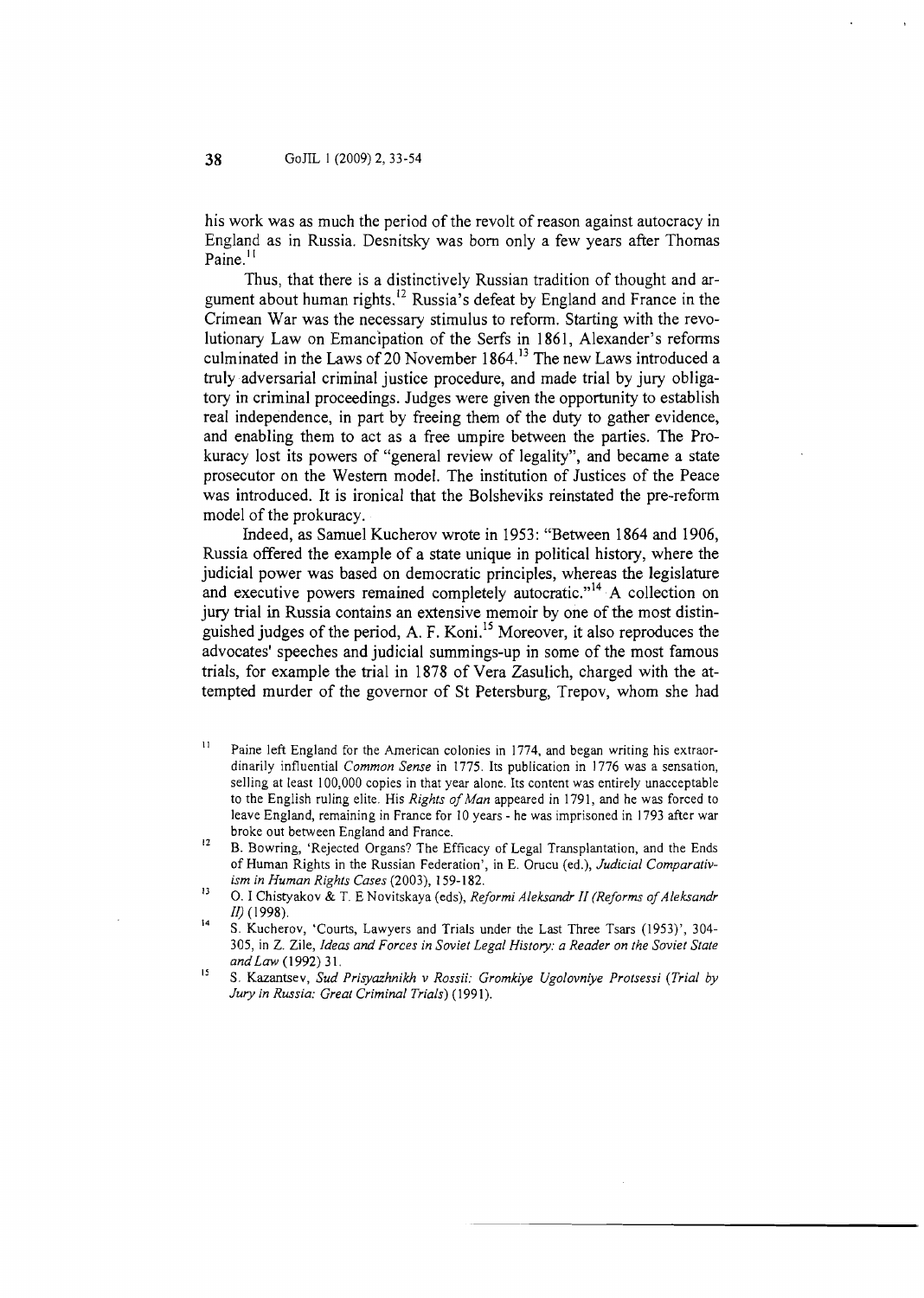his work was as much the period of the revolt of reason against autocracy in England as in Russia. Desnitsky was born only a few years after Thomas Paine.[11]

Thus, that there is a distinctively Russian tradition of thought and argument about human rights.[12] Russia's defeat by England and France in the Crimean War was the necessary stimulus to reform. Starting with the revolutionary Law on Emancipation of the Serfs in 1861, Alexander's reforms culminated in the Laws of 20 November 1864.[13] The new Laws introduced a truly adversarial criminal justice procedure, and made trial by jury obligatory in criminal proceedings. Judges were given the opportunity to establish real independence, in part by freeing them of the duty to gather evidence, and enabling them to act as a free umpire between the parties. The Prokuracy lost its powers of "general review of legality", and became a state prosecutor on the Western model. The institution of Justices of the Peace was introduced. It is ironical that the Bolsheviks reinstated the pre-reform model of the prokuracy.

Indeed, as Samuel Kucherov wrote in 1953: "Between 1864 and 1906, Russia offered the example of a state unique in political history, where the judicial power was based on democratic principles, whereas the legislature and executive powers remained completely autocratic."[14] A collection on jury trial in Russia contains an extensive memoir by one of the most distinguished judges of the period, A. F. Koni.[15] Moreover, it also reproduces the advocates' speeches and judicial summings-up in some of the most famous trials, for example the trial in 1878 of Vera Zasulich, charged with the attempted murder of the governor of St Petersburg, Trepov, whom she had

---

[11] Paine left England for the American colonies in 1774, and began writing his extraordinarily influential *Common Sense* in 1775. Its publication in 1776 was a sensation, selling at least 100,000 copies in that year alone. Its content was entirely unacceptable to the English ruling elite. His *Rights of Man* appeared in 1791, and he was forced to leave England, remaining in France for 10 years - he was imprisoned in 1793 after war broke out between England and France.

[12] B. Bowring, 'Rejected Organs? The Efficacy of Legal Transplantation, and the Ends of Human Rights in the Russian Federation', in E. Orucu (ed.), *Judicial Comparativism in Human Rights Cases* (2003), 159-182.

[13] O. I Chistyakov & T. E Novitskaya (eds), *Reformi Aleksandr II (Reforms of Aleksandr II)* (1998).

[14] S. Kucherov, 'Courts, Lawyers and Trials under the Last Three Tsars (1953)', 304-305, in Z. Zile, *Ideas and Forces in Soviet Legal History: a Reader on the Soviet State and Law* (1992) 31.

[15] S. Kazantsev, *Sud Prisyazhnikh v Rossii: Gromkiye Ugolovniye Protsessi (Trial by Jury in Russia: Great Criminal Trials)* (1991).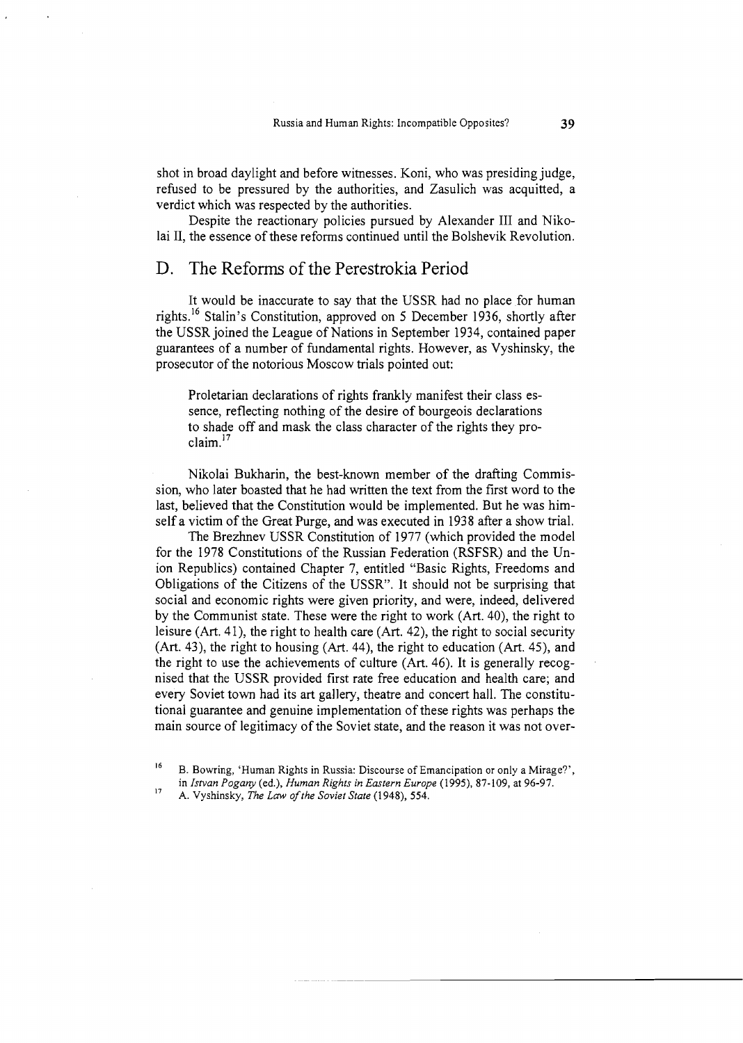shot in broad daylight and before witnesses. Koni, who was presiding judge, refused to be pressured by the authorities, and Zasulich was acquitted, a verdict which was respected by the authorities.

Despite the reactionary policies pursued by Alexander III and Nikolai II, the essence of these reforms continued until the Bolshevik Revolution.

## D. The Reforms of the Perestrokia Period

It would be inaccurate to say that the USSR had no place for human rights.[16] Stalin's Constitution, approved on 5 December 1936, shortly after the USSR joined the League of Nations in September 1934, contained paper guarantees of a number of fundamental rights. However, as Vyshinsky, the prosecutor of the notorious Moscow trials pointed out:

> Proletarian declarations of rights frankly manifest their class essence, reflecting nothing of the desire of bourgeois declarations to shade off and mask the class character of the rights they proclaim.[17]

Nikolai Bukharin, the best-known member of the drafting Commission, who later boasted that he had written the text from the first word to the last, believed that the Constitution would be implemented. But he was himself a victim of the Great Purge, and was executed in 1938 after a show trial.

The Brezhnev USSR Constitution of 1977 (which provided the model for the 1978 Constitutions of the Russian Federation (RSFSR) and the Union Republics) contained Chapter 7, entitled "Basic Rights, Freedoms and Obligations of the Citizens of the USSR". It should not be surprising that social and economic rights were given priority, and were, indeed, delivered by the Communist state. These were the right to work (Art. 40), the right to leisure (Art. 41), the right to health care (Art. 42), the right to social security (Art. 43), the right to housing (Art. 44), the right to education (Art. 45), and the right to use the achievements of culture (Art. 46). It is generally recognised that the USSR provided first rate free education and health care; and every Soviet town had its art gallery, theatre and concert hall. The constitutional guarantee and genuine implementation of these rights was perhaps the main source of legitimacy of the Soviet state, and the reason it was not over-

---

[16] B. Bowring, 'Human Rights in Russia: Discourse of Emancipation or only a Mirage?', in *Istvan Pogany* (ed.), *Human Rights in Eastern Europe* (1995), 87-109, at 96-97.

[17] A. Vyshinsky, *The Law of the Soviet State* (1948), 554.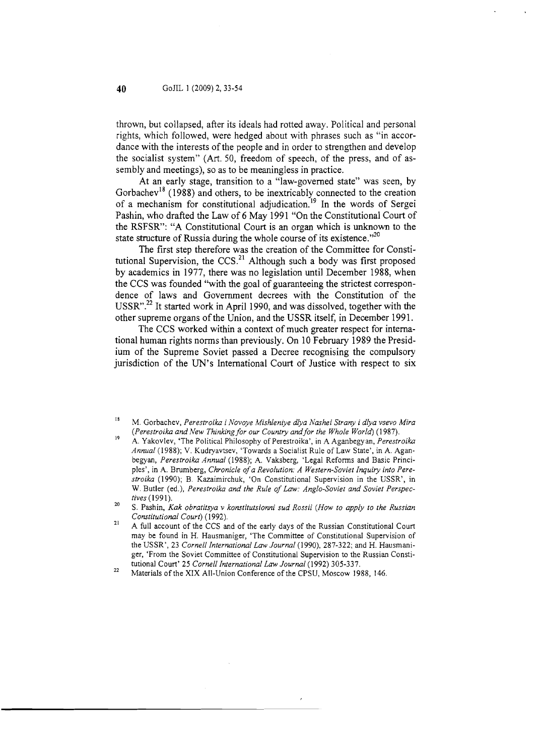thrown, but collapsed, after its ideals had rotted away. Political and personal rights, which followed, were hedged about with phrases such as "in accordance with the interests of the people and in order to strengthen and develop the socialist system" (Art. 50, freedom of speech, of the press, and of assembly and meetings), so as to be meaningless in practice.

At an early stage, transition to a "law-governed state" was seen, by Gorbachev[18] (1988) and others, to be inextricably connected to the creation of a mechanism for constitutional adjudication.[19] In the words of Sergei Pashin, who drafted the Law of 6 May 1991 "On the Constitutional Court of the RSFSR": "A Constitutional Court is an organ which is unknown to the state structure of Russia during the whole course of its existence."[20]

The first step therefore was the creation of the Committee for Constitutional Supervision, the CCS.[21] Although such a body was first proposed by academics in 1977, there was no legislation until December 1988, when the CCS was founded "with the goal of guaranteeing the strictest correspondence of laws and Government decrees with the Constitution of the USSR".[22] It started work in April 1990, and was dissolved, together with the other supreme organs of the Union, and the USSR itself, in December 1991.

The CCS worked within a context of much greater respect for international human rights norms than previously. On 10 February 1989 the Presidium of the Supreme Soviet passed a Decree recognising the compulsory jurisdiction of the UN's International Court of Justice with respect to six

---

[18] M. Gorbachev, *Perestroika i Novoye Mishleniye dlya Nashei Strany i dlya vsevo Mira* (*Perestroika and New Thinking for our Country and for the Whole World*) (1987).

[19] A. Yakovlev, 'The Political Philosophy of Perestroika', in A Aganbegyan, *Perestroika Annual* (1988); V. Kudryavtsev, 'Towards a Socialist Rule of Law State', in A. Aganbegyan, *Perestroika Annual* (1988); A. Vaksberg, 'Legal Reforms and Basic Principles', in A. Brumberg, *Chronicle of a Revolution: A Western-Soviet Inquiry into Perestroika* (1990); B. Kazaimirchuk, 'On Constitutional Supervision in the USSR', in W. Butler (ed.), *Perestroika and the Rule of Law: Anglo-Soviet and Soviet Perspectives* (1991).

[20] S. Pashin, *Kak obratitsya v konstitutsionni sud Rossii* (*How to apply to the Russian Constitutional Court*) (1992).

[21] A full account of the CCS and of the early days of the Russian Constitutional Court may be found in H. Hausmaniger, 'The Committee of Constitutional Supervision of the USSR', 23 *Cornell International Law Journal* (1990), 287-322; and H. Hausmaniger, 'From the Soviet Committee of Constitutional Supervision to the Russian Constitutional Court' 25 *Cornell International Law Journal* (1992) 305-337.

[22] Materials of the XIX All-Union Conference of the CPSU, Moscow 1988, 146.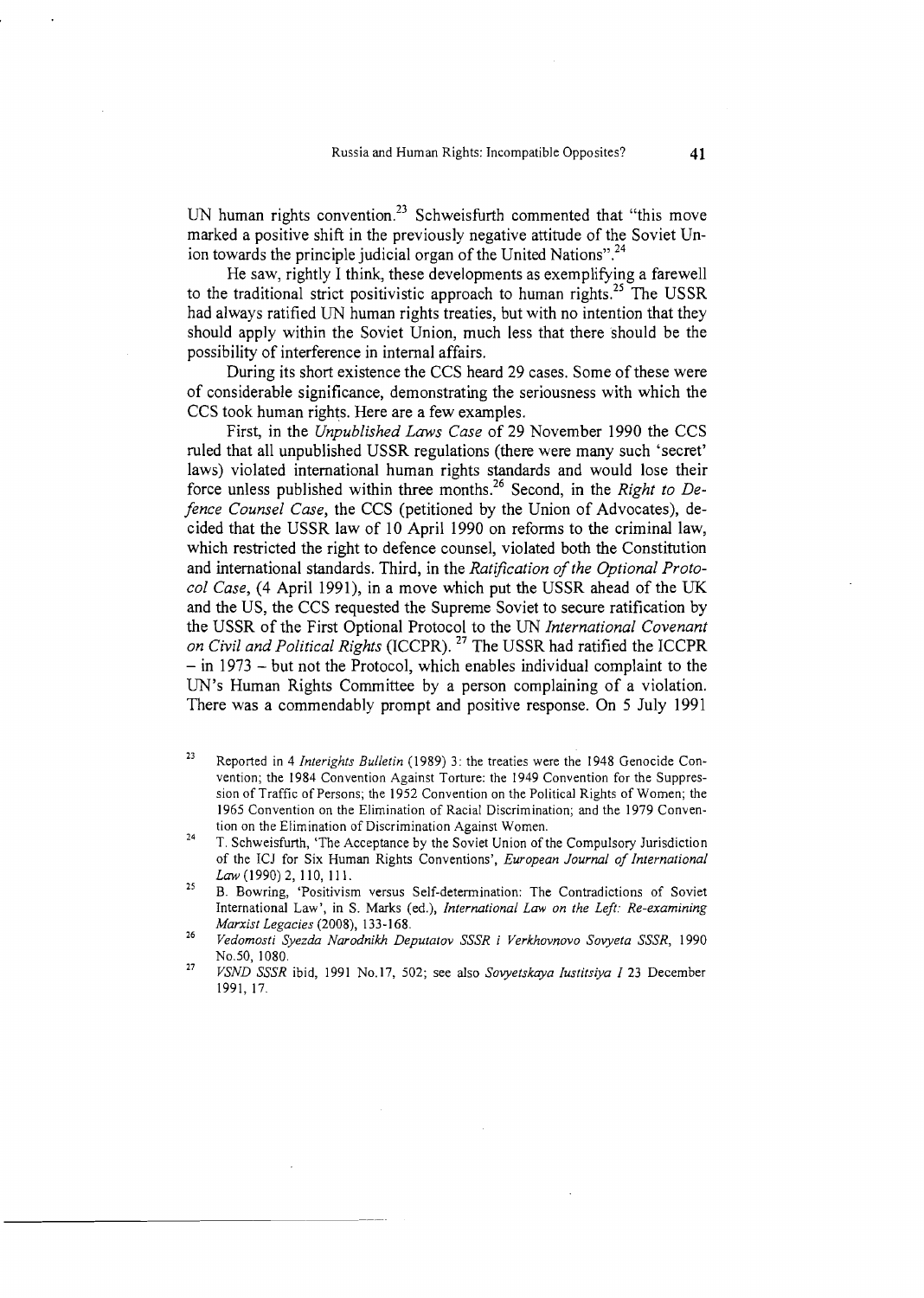UN human rights convention.[23] Schweisfurth commented that "this move marked a positive shift in the previously negative attitude of the Soviet Union towards the principle judicial organ of the United Nations".[24]

He saw, rightly I think, these developments as exemplifying a farewell to the traditional strict positivistic approach to human rights.[25] The USSR had always ratified UN human rights treaties, but with no intention that they should apply within the Soviet Union, much less that there should be the possibility of interference in internal affairs.

During its short existence the CCS heard 29 cases. Some of these were of considerable significance, demonstrating the seriousness with which the CCS took human rights. Here are a few examples.

First, in the *Unpublished Laws Case* of 29 November 1990 the CCS ruled that all unpublished USSR regulations (there were many such 'secret' laws) violated international human rights standards and would lose their force unless published within three months.[26] Second, in the *Right to Defence Counsel Case*, the CCS (petitioned by the Union of Advocates), decided that the USSR law of 10 April 1990 on reforms to the criminal law, which restricted the right to defence counsel, violated both the Constitution and international standards. Third, in the *Ratification of the Optional Protocol Case*, (4 April 1991), in a move which put the USSR ahead of the UK and the US, the CCS requested the Supreme Soviet to secure ratification by the USSR of the First Optional Protocol to the UN *International Covenant on Civil and Political Rights* (ICCPR).[27] The USSR had ratified the ICCPR – in 1973 – but not the Protocol, which enables individual complaint to the UN's Human Rights Committee by a person complaining of a violation. There was a commendably prompt and positive response. On 5 July 1991

---

[23] Reported in 4 *Interights Bulletin* (1989) 3: the treaties were the 1948 Genocide Convention; the 1984 Convention Against Torture: the 1949 Convention for the Suppression of Traffic of Persons; the 1952 Convention on the Political Rights of Women; the 1965 Convention on the Elimination of Racial Discrimination; and the 1979 Convention on the Elimination of Discrimination Against Women.

[24] T. Schweisfurth, 'The Acceptance by the Soviet Union of the Compulsory Jurisdiction of the ICJ for Six Human Rights Conventions', *European Journal of International Law* (1990) 2, 110, 111.

[25] B. Bowring, 'Positivism versus Self-determination: The Contradictions of Soviet International Law', in S. Marks (ed.), *International Law on the Left: Re-examining Marxist Legacies* (2008), 133-168.

[26] *Vedomosti Syezda Narodnikh Deputatov SSSR i Verkhovnovo Sovyeta SSSR*, 1990 No.50, 1080.

[27] *VSND SSSR* ibid, 1991 No.17, 502; see also *Sovyetskaya Iustitsiya I* 23 December 1991, 17.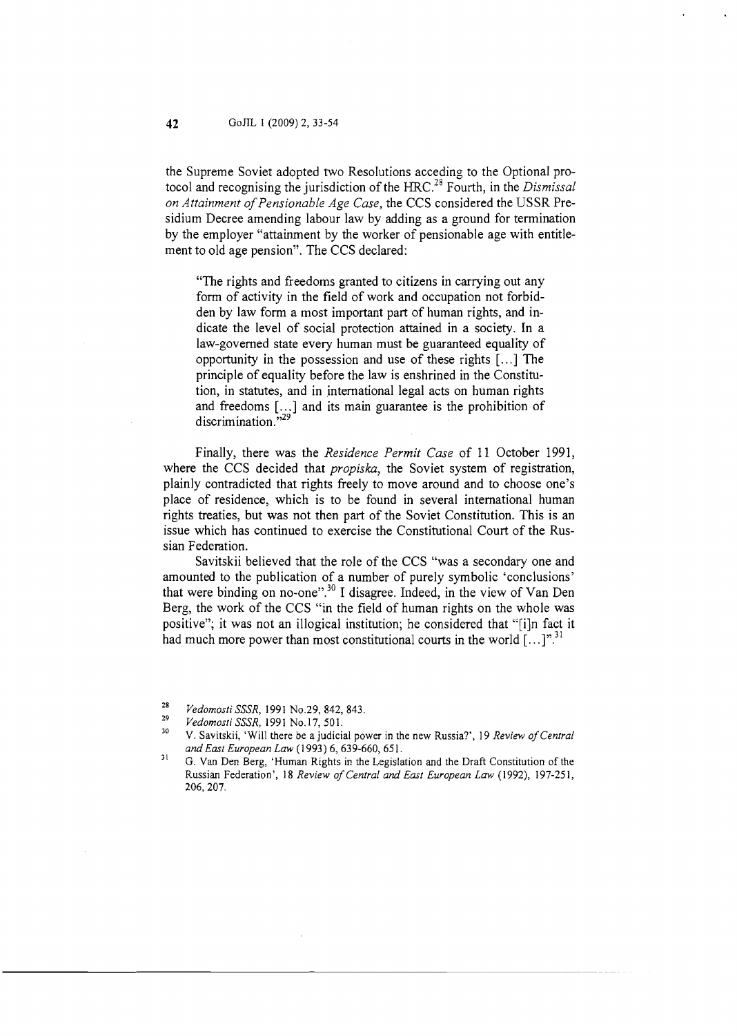the Supreme Soviet adopted two Resolutions acceding to the Optional protocol and recognising the jurisdiction of the HRC.[28] Fourth, in the *Dismissal on Attainment of Pensionable Age Case*, the CCS considered the USSR Presidium Decree amending labour law by adding as a ground for termination by the employer "attainment by the worker of pensionable age with entitlement to old age pension". The CCS declared:

> "The rights and freedoms granted to citizens in carrying out any form of activity in the field of work and occupation not forbidden by law form a most important part of human rights, and indicate the level of social protection attained in a society. In a law-governed state every human must be guaranteed equality of opportunity in the possession and use of these rights [...] The principle of equality before the law is enshrined in the Constitution, in statutes, and in international legal acts on human rights and freedoms [...] and its main guarantee is the prohibition of discrimination."[29]

Finally, there was the *Residence Permit Case* of 11 October 1991, where the CCS decided that *propiska*, the Soviet system of registration, plainly contradicted that rights freely to move around and to choose one's place of residence, which is to be found in several international human rights treaties, but was not then part of the Soviet Constitution. This is an issue which has continued to exercise the Constitutional Court of the Russian Federation.

Savitskii believed that the role of the CCS "was a secondary one and amounted to the publication of a number of purely symbolic 'conclusions' that were binding on no-one".[30] I disagree. Indeed, in the view of Van Den Berg, the work of the CCS "in the field of human rights on the whole was positive"; it was not an illogical institution; he considered that "[i]n fact it had much more power than most constitutional courts in the world [...]".[31]

---

[28] *Vedomosti SSSR*, 1991 No.29, 842, 843.

[29] *Vedomosti SSSR*, 1991 No.17, 501.

[30] V. Savitskii, 'Will there be a judicial power in the new Russia?', 19 *Review of Central and East European Law* (1993) 6, 639-660, 651.

[31] G. Van Den Berg, 'Human Rights in the Legislation and the Draft Constitution of the Russian Federation', 18 *Review of Central and East European Law* (1992), 197-251, 206, 207.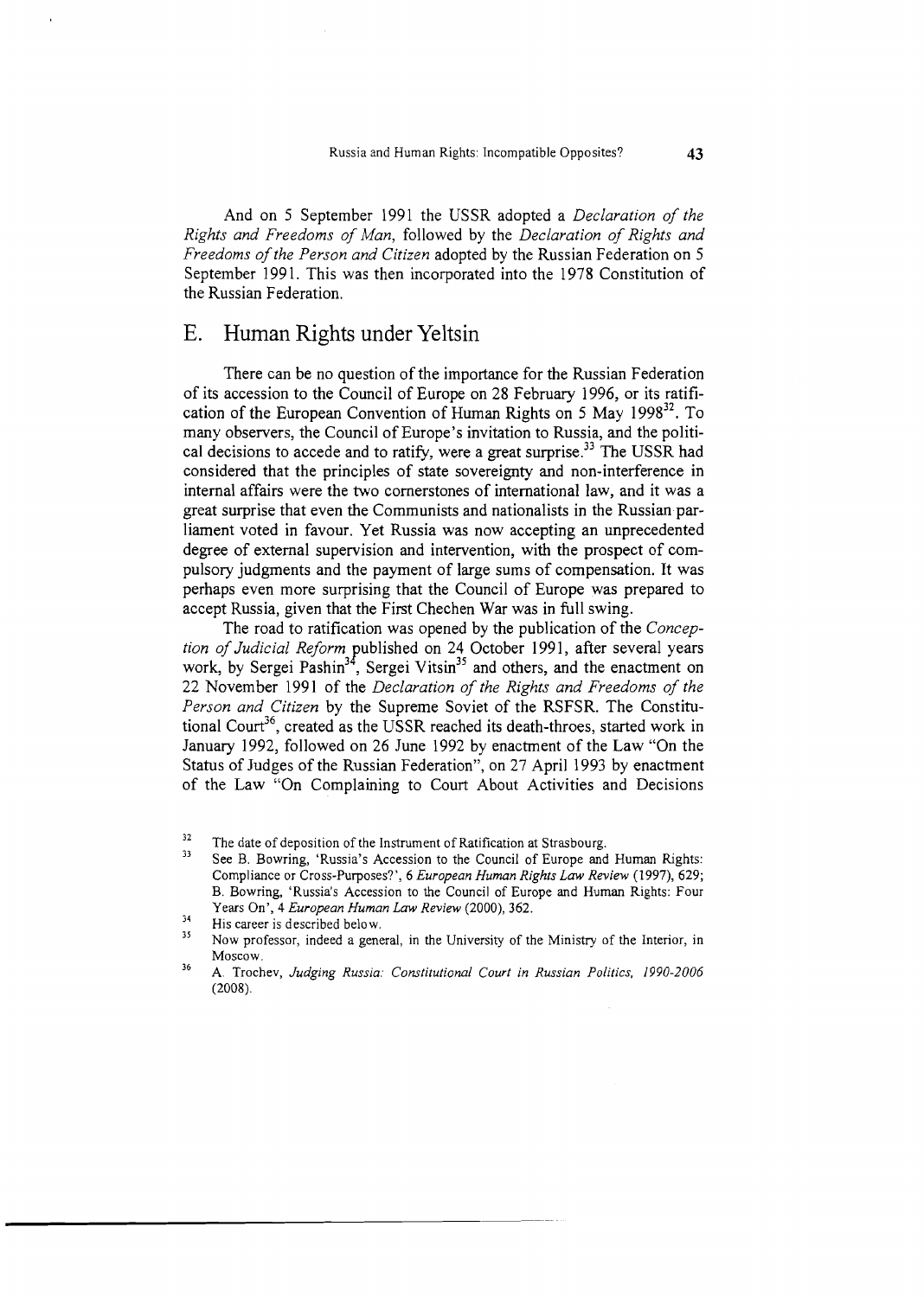And on 5 September 1991 the USSR adopted a *Declaration of the Rights and Freedoms of Man*, followed by the *Declaration of Rights and Freedoms of the Person and Citizen* adopted by the Russian Federation on 5 September 1991. This was then incorporated into the 1978 Constitution of the Russian Federation.

## E. Human Rights under Yeltsin

There can be no question of the importance for the Russian Federation of its accession to the Council of Europe on 28 February 1996, or its ratification of the European Convention of Human Rights on 5 May 1998[32]. To many observers, the Council of Europe's invitation to Russia, and the political decisions to accede and to ratify, were a great surprise.[33] The USSR had considered that the principles of state sovereignty and non-interference in internal affairs were the two cornerstones of international law, and it was a great surprise that even the Communists and nationalists in the Russian parliament voted in favour. Yet Russia was now accepting an unprecedented degree of external supervision and intervention, with the prospect of compulsory judgments and the payment of large sums of compensation. It was perhaps even more surprising that the Council of Europe was prepared to accept Russia, given that the First Chechen War was in full swing.

The road to ratification was opened by the publication of the *Conception of Judicial Reform* published on 24 October 1991, after several years work, by Sergei Pashin[34], Sergei Vitsin[35] and others, and the enactment on 22 November 1991 of the *Declaration of the Rights and Freedoms of the Person and Citizen* by the Supreme Soviet of the RSFSR. The Constitutional Court[36], created as the USSR reached its death-throes, started work in January 1992, followed on 26 June 1992 by enactment of the Law "On the Status of Judges of the Russian Federation", on 27 April 1993 by enactment of the Law "On Complaining to Court About Activities and Decisions

---

[32] The date of deposition of the Instrument of Ratification at Strasbourg.

[33] See B. Bowring, 'Russia's Accession to the Council of Europe and Human Rights: Compliance or Cross-Purposes?', 6 *European Human Rights Law Review* (1997), 629; B. Bowring, 'Russia's Accession to the Council of Europe and Human Rights: Four Years On', 4 *European Human Law Review* (2000), 362.

[34] His career is described below.

[35] Now professor, indeed a general, in the University of the Ministry of the Interior, in Moscow.

[36] A. Trochev, *Judging Russia: Constitutional Court in Russian Politics, 1990-2006* (2008).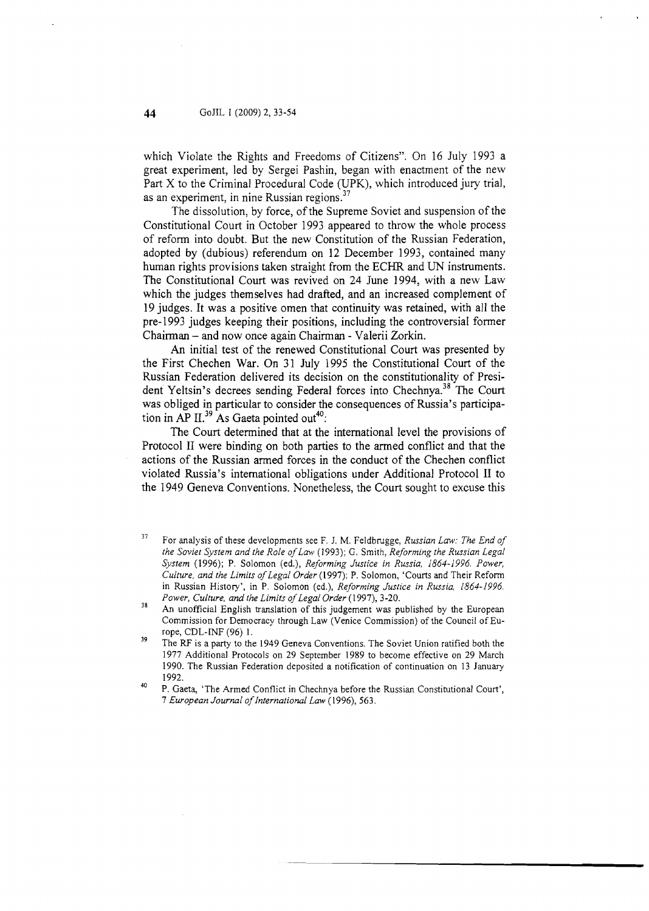which Violate the Rights and Freedoms of Citizens". On 16 July 1993 a great experiment, led by Sergei Pashin, began with enactment of the new Part X to the Criminal Procedural Code (UPK), which introduced jury trial, as an experiment, in nine Russian regions.[37]

The dissolution, by force, of the Supreme Soviet and suspension of the Constitutional Court in October 1993 appeared to throw the whole process of reform into doubt. But the new Constitution of the Russian Federation, adopted by (dubious) referendum on 12 December 1993, contained many human rights provisions taken straight from the ECHR and UN instruments. The Constitutional Court was revived on 24 June 1994, with a new Law which the judges themselves had drafted, and an increased complement of 19 judges. It was a positive omen that continuity was retained, with all the pre-1993 judges keeping their positions, including the controversial former Chairman – and now once again Chairman - Valerii Zorkin.

An initial test of the renewed Constitutional Court was presented by the First Chechen War. On 31 July 1995 the Constitutional Court of the Russian Federation delivered its decision on the constitutionality of President Yeltsin's decrees sending Federal forces into Chechnya.[38] The Court was obliged in particular to consider the consequences of Russia's participation in AP II.[39] As Gaeta pointed out[40]:

> The Court determined that at the international level the provisions of Protocol II were binding on both parties to the armed conflict and that the actions of the Russian armed forces in the conduct of the Chechen conflict violated Russia's international obligations under Additional Protocol II to the 1949 Geneva Conventions. Nonetheless, the Court sought to excuse this

---

[37] For analysis of these developments see F. J. M. Feldbrugge, *Russian Law: The End of the Soviet System and the Role of Law* (1993); G. Smith, *Reforming the Russian Legal System* (1996); P. Solomon (ed.), *Reforming Justice in Russia, 1864-1996. Power, Culture, and the Limits of Legal Order* (1997); P. Solomon, 'Courts and Their Reform in Russian History', in P. Solomon (ed.), *Reforming Justice in Russia, 1864-1996. Power, Culture, and the Limits of Legal Order* (1997), 3-20.

[38] An unofficial English translation of this judgement was published by the European Commission for Democracy through Law (Venice Commission) of the Council of Europe, CDL-INF (96) 1.

[39] The RF is a party to the 1949 Geneva Conventions. The Soviet Union ratified both the 1977 Additional Protocols on 29 September 1989 to become effective on 29 March 1990. The Russian Federation deposited a notification of continuation on 13 January 1992.

[40] P. Gaeta, 'The Armed Conflict in Chechnya before the Russian Constitutional Court', 7 *European Journal of International Law* (1996), 563.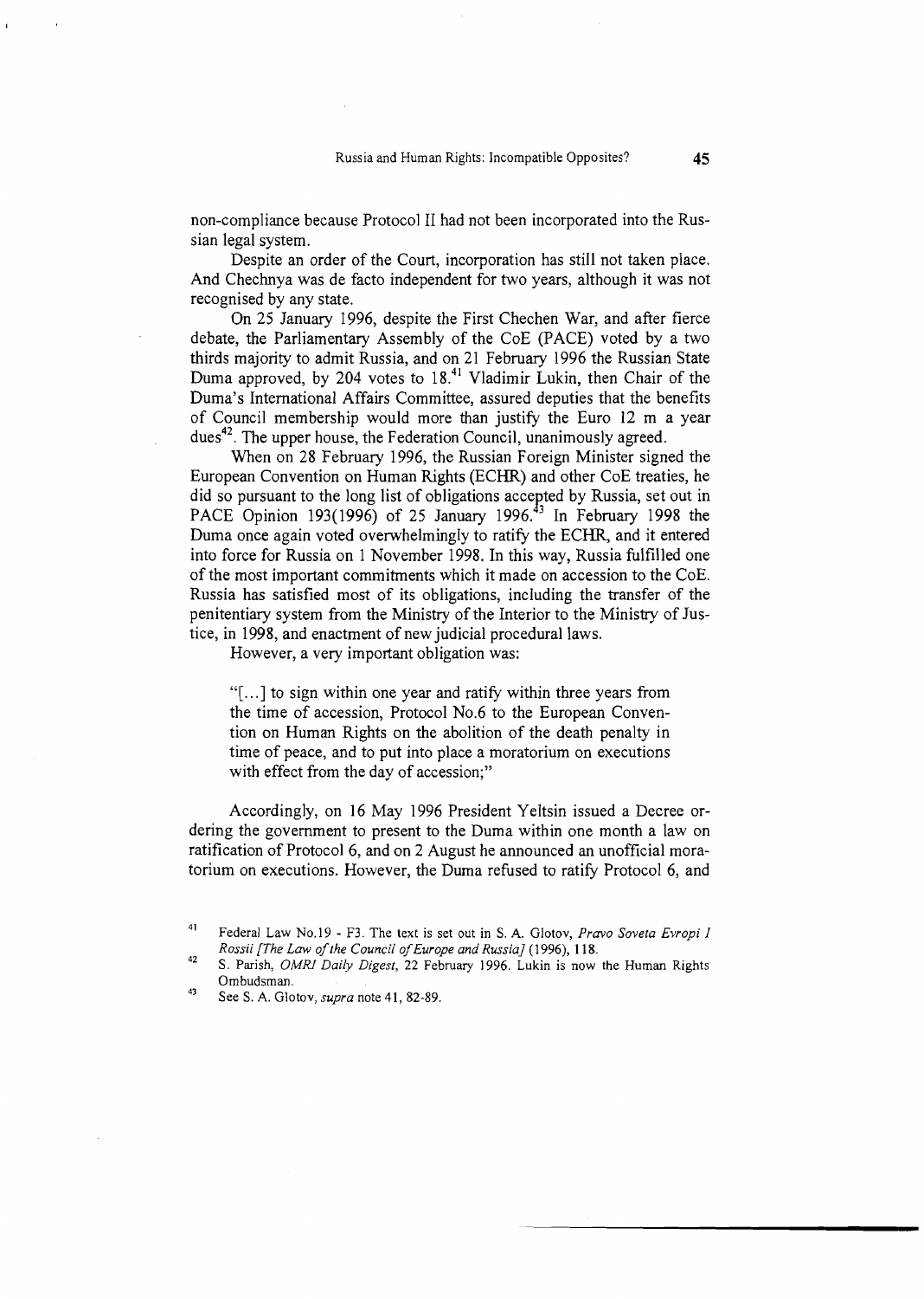non-compliance because Protocol II had not been incorporated into the Russian legal system.

Despite an order of the Court, incorporation has still not taken place. And Chechnya was de facto independent for two years, although it was not recognised by any state.

On 25 January 1996, despite the First Chechen War, and after fierce debate, the Parliamentary Assembly of the CoE (PACE) voted by a two thirds majority to admit Russia, and on 21 February 1996 the Russian State Duma approved, by 204 votes to 18.[41] Vladimir Lukin, then Chair of the Duma's International Affairs Committee, assured deputies that the benefits of Council membership would more than justify the Euro 12 m a year dues[42]. The upper house, the Federation Council, unanimously agreed.

When on 28 February 1996, the Russian Foreign Minister signed the European Convention on Human Rights (ECHR) and other CoE treaties, he did so pursuant to the long list of obligations accepted by Russia, set out in PACE Opinion 193(1996) of 25 January 1996.[43] In February 1998 the Duma once again voted overwhelmingly to ratify the ECHR, and it entered into force for Russia on 1 November 1998. In this way, Russia fulfilled one of the most important commitments which it made on accession to the CoE. Russia has satisfied most of its obligations, including the transfer of the penitentiary system from the Ministry of the Interior to the Ministry of Justice, in 1998, and enactment of new judicial procedural laws.

However, a very important obligation was:

> "[...] to sign within one year and ratify within three years from the time of accession, Protocol No.6 to the European Convention on Human Rights on the abolition of the death penalty in time of peace, and to put into place a moratorium on executions with effect from the day of accession;"

Accordingly, on 16 May 1996 President Yeltsin issued a Decree ordering the government to present to the Duma within one month a law on ratification of Protocol 6, and on 2 August he announced an unofficial moratorium on executions. However, the Duma refused to ratify Protocol 6, and

---

[41] Federal Law No.19 - F3. The text is set out in S. A. Glotov, *Pravo Soveta Evropi I Rossii [The Law of the Council of Europe and Russia]* (1996), 118.

[42] S. Parish, *OMRI Daily Digest*, 22 February 1996. Lukin is now the Human Rights Ombudsman.

[43] See S. A. Glotov, *supra* note 41, 82-89.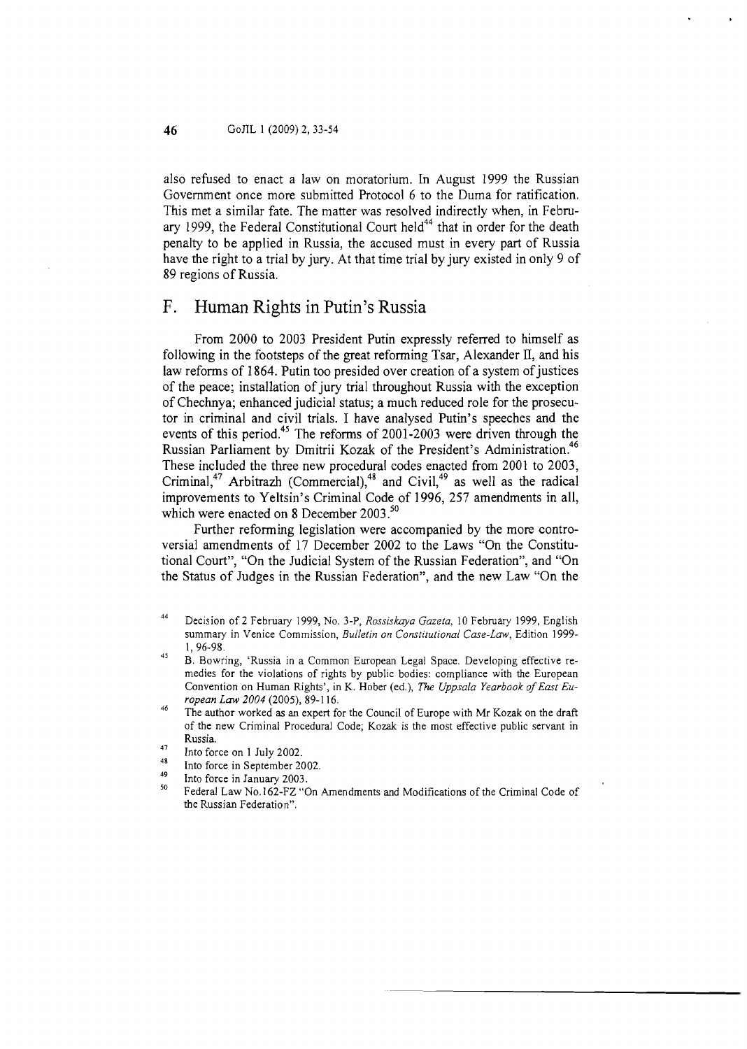also refused to enact a law on moratorium. In August 1999 the Russian Government once more submitted Protocol 6 to the Duma for ratification. This met a similar fate. The matter was resolved indirectly when, in February 1999, the Federal Constitutional Court held[44] that in order for the death penalty to be applied in Russia, the accused must in every part of Russia have the right to a trial by jury. At that time trial by jury existed in only 9 of 89 regions of Russia.

## F. Human Rights in Putin's Russia

From 2000 to 2003 President Putin expressly referred to himself as following in the footsteps of the great reforming Tsar, Alexander II, and his law reforms of 1864. Putin too presided over creation of a system of justices of the peace; installation of jury trial throughout Russia with the exception of Chechnya; enhanced judicial status; a much reduced role for the prosecutor in criminal and civil trials. I have analysed Putin's speeches and the events of this period.[45] The reforms of 2001-2003 were driven through the Russian Parliament by Dmitrii Kozak of the President's Administration.[46] These included the three new procedural codes enacted from 2001 to 2003, Criminal,[47] Arbitrazh (Commercial),[48] and Civil,[49] as well as the radical improvements to Yeltsin's Criminal Code of 1996, 257 amendments in all, which were enacted on 8 December 2003.[50]

Further reforming legislation were accompanied by the more controversial amendments of 17 December 2002 to the Laws "On the Constitutional Court", "On the Judicial System of the Russian Federation", and "On the Status of Judges in the Russian Federation", and the new Law "On the

---

[44] Decision of 2 February 1999, No. 3-P, *Rossiskaya Gazeta*, 10 February 1999, English summary in Venice Commission, *Bulletin on Constitutional Case-Law*, Edition 1999-1, 96-98.

[45] B. Bowring, 'Russia in a Common European Legal Space. Developing effective remedies for the violations of rights by public bodies: compliance with the European Convention on Human Rights', in K. Hober (ed.), *The Uppsala Yearbook of East European Law 2004* (2005), 89-116.

[46] The author worked as an expert for the Council of Europe with Mr Kozak on the draft of the new Criminal Procedural Code; Kozak is the most effective public servant in Russia.

[47] Into force on 1 July 2002.

[48] Into force in September 2002.

[49] Into force in January 2003.

[50] Federal Law No.162-FZ "On Amendments and Modifications of the Criminal Code of the Russian Federation".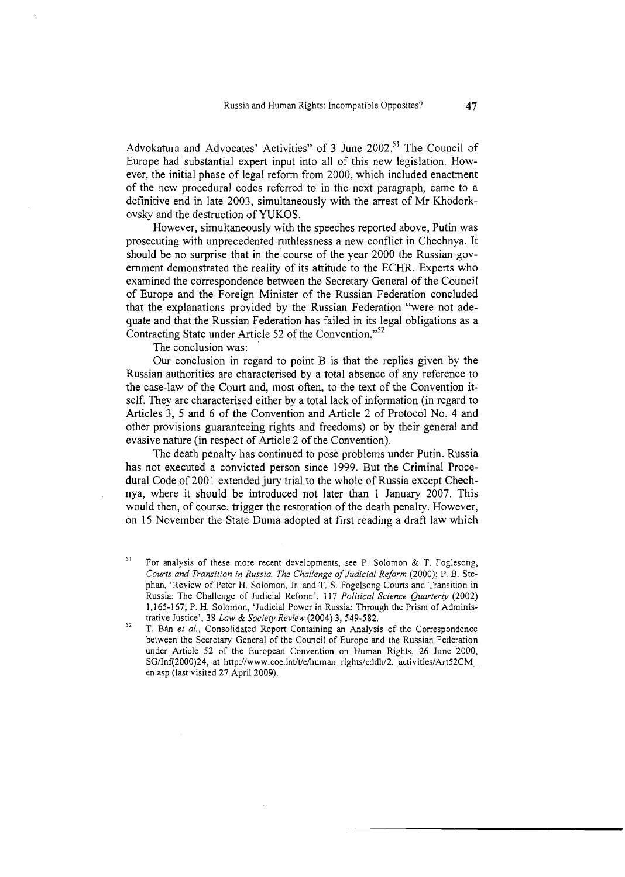Advokatura and Advocates' Activities" of 3 June 2002.[51] The Council of Europe had substantial expert input into all of this new legislation. However, the initial phase of legal reform from 2000, which included enactment of the new procedural codes referred to in the next paragraph, came to a definitive end in late 2003, simultaneously with the arrest of Mr Khodorkovsky and the destruction of YUKOS.

However, simultaneously with the speeches reported above, Putin was prosecuting with unprecedented ruthlessness a new conflict in Chechnya. It should be no surprise that in the course of the year 2000 the Russian government demonstrated the reality of its attitude to the ECHR. Experts who examined the correspondence between the Secretary General of the Council of Europe and the Foreign Minister of the Russian Federation concluded that the explanations provided by the Russian Federation "were not adequate and that the Russian Federation has failed in its legal obligations as a Contracting State under Article 52 of the Convention."[52]

The conclusion was:

Our conclusion in regard to point B is that the replies given by the Russian authorities are characterised by a total absence of any reference to the case-law of the Court and, most often, to the text of the Convention itself. They are characterised either by a total lack of information (in regard to Articles 3, 5 and 6 of the Convention and Article 2 of Protocol No. 4 and other provisions guaranteeing rights and freedoms) or by their general and evasive nature (in respect of Article 2 of the Convention).

The death penalty has continued to pose problems under Putin. Russia has not executed a convicted person since 1999. But the Criminal Procedural Code of 2001 extended jury trial to the whole of Russia except Chechnya, where it should be introduced not later than 1 January 2007. This would then, of course, trigger the restoration of the death penalty. However, on 15 November the State Duma adopted at first reading a draft law which

---

51 For analysis of these more recent developments, see P. Solomon & T. Foglesong, *Courts and Transition in Russia. The Challenge of Judicial Reform* (2000); P. B. Stephan, 'Review of Peter H. Solomon, Jr. and T. S. Fogelsong Courts and Transition in Russia: The Challenge of Judicial Reform', 117 *Political Science Quarterly* (2002) 1,165-167; P. H. Solomon, 'Judicial Power in Russia: Through the Prism of Administrative Justice', 38 *Law & Society Review* (2004) 3, 549-582.

52 T. Bán *et al.*, Consolidated Report Containing an Analysis of the Correspondence between the Secretary General of the Council of Europe and the Russian Federation under Article 52 of the European Convention on Human Rights, 26 June 2000, SG/Inf(2000)24, at http://www.coe.int/t/e/human_rights/cddh/2._activities/Art52CM_en.asp (last visited 27 April 2009).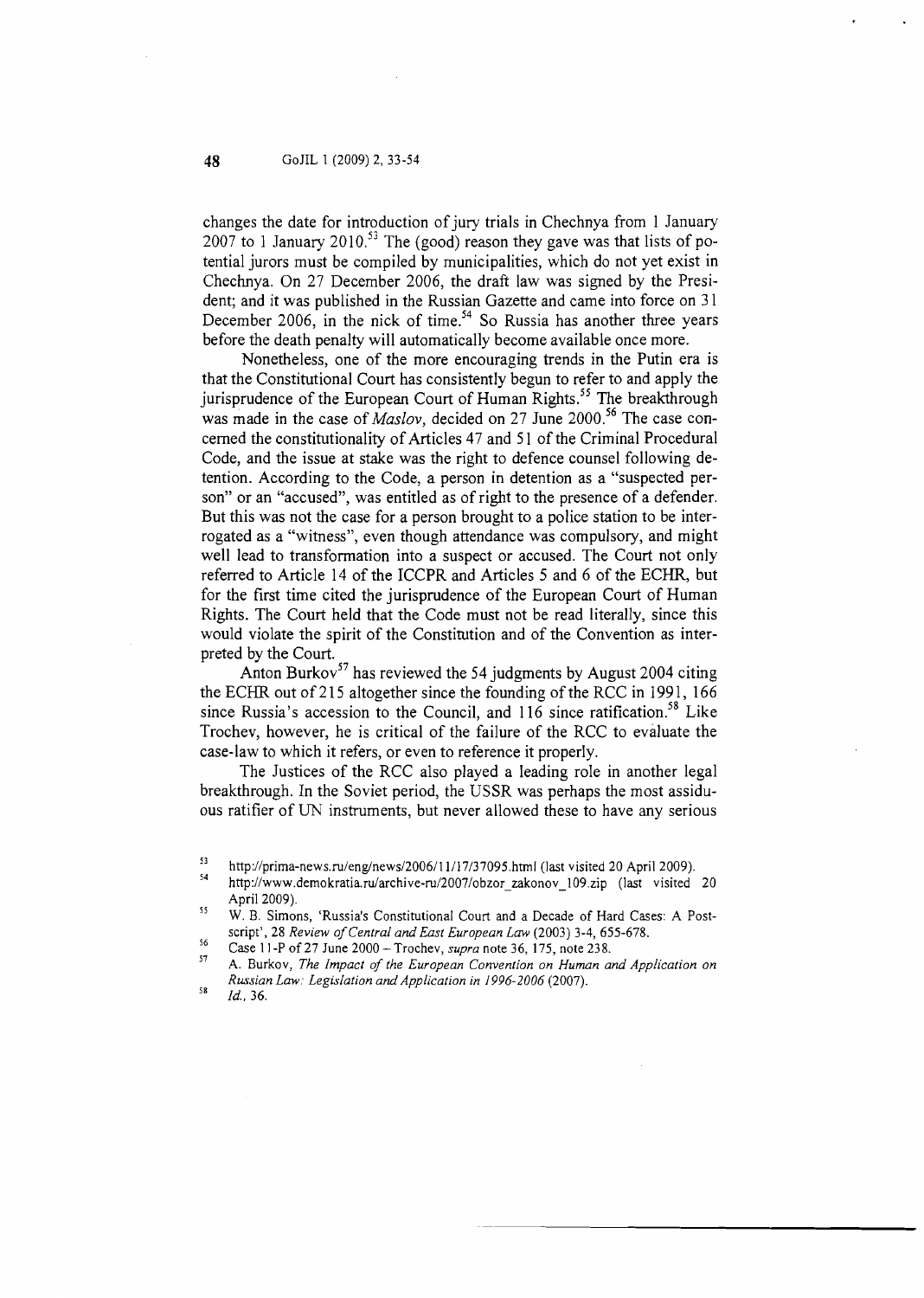changes the date for introduction of jury trials in Chechnya from 1 January 2007 to 1 January 2010.[53] The (good) reason they gave was that lists of potential jurors must be compiled by municipalities, which do not yet exist in Chechnya. On 27 December 2006, the draft law was signed by the President; and it was published in the Russian Gazette and came into force on 31 December 2006, in the nick of time.[54] So Russia has another three years before the death penalty will automatically become available once more.

Nonetheless, one of the more encouraging trends in the Putin era is that the Constitutional Court has consistently begun to refer to and apply the jurisprudence of the European Court of Human Rights.[55] The breakthrough was made in the case of *Maslov*, decided on 27 June 2000.[56] The case concerned the constitutionality of Articles 47 and 51 of the Criminal Procedural Code, and the issue at stake was the right to defence counsel following detention. According to the Code, a person in detention as a "suspected person" or an "accused", was entitled as of right to the presence of a defender. But this was not the case for a person brought to a police station to be interrogated as a "witness", even though attendance was compulsory, and might well lead to transformation into a suspect or accused. The Court not only referred to Article 14 of the ICCPR and Articles 5 and 6 of the ECHR, but for the first time cited the jurisprudence of the European Court of Human Rights. The Court held that the Code must not be read literally, since this would violate the spirit of the Constitution and of the Convention as interpreted by the Court.

Anton Burkov[57] has reviewed the 54 judgments by August 2004 citing the ECHR out of 215 altogether since the founding of the RCC in 1991, 166 since Russia's accession to the Council, and 116 since ratification.[58] Like Trochev, however, he is critical of the failure of the RCC to evaluate the case-law to which it refers, or even to reference it properly.

The Justices of the RCC also played a leading role in another legal breakthrough. In the Soviet period, the USSR was perhaps the most assiduous ratifier of UN instruments, but never allowed these to have any serious

---

[53] http://prima-news.ru/eng/news/2006/11/17/37095.html (last visited 20 April 2009).

[54] http://www.demokratia.ru/archive-ru/2007/obzor_zakonov_109.zip (last visited 20 April 2009).

[55] W. B. Simons, 'Russia's Constitutional Court and a Decade of Hard Cases: A Postscript', 28 *Review of Central and East European Law* (2003) 3-4, 655-678.

[56] Case 11-P of 27 June 2000 – Trochev, *supra* note 36, 175, note 238.

[57] A. Burkov, *The Impact of the European Convention on Human and Application on Russian Law: Legislation and Application in 1996-2006* (2007).

[58] *Id.*, 36.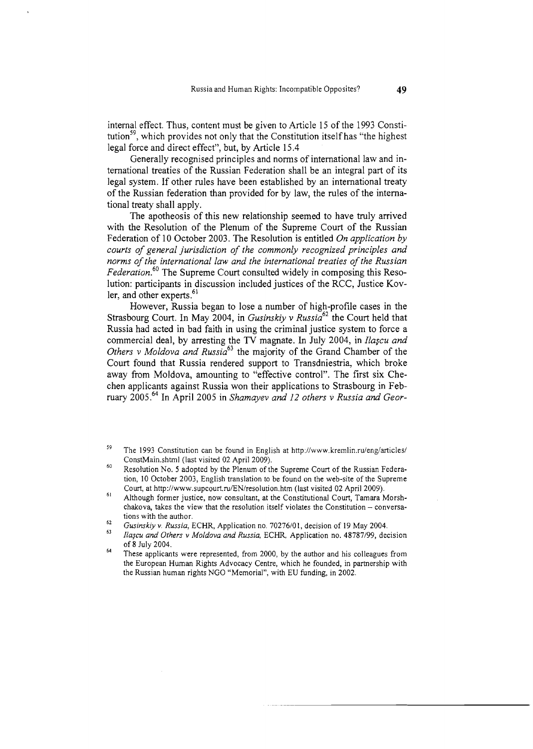internal effect. Thus, content must be given to Article 15 of the 1993 Constitution[59], which provides not only that the Constitution itself has "the highest legal force and direct effect", but, by Article 15.4

> Generally recognised principles and norms of international law and international treaties of the Russian Federation shall be an integral part of its legal system. If other rules have been established by an international treaty of the Russian federation than provided for by law, the rules of the international treaty shall apply.

The apotheosis of this new relationship seemed to have truly arrived with the Resolution of the Plenum of the Supreme Court of the Russian Federation of 10 October 2003. The Resolution is entitled *On application by courts of general jurisdiction of the commonly recognized principles and norms of the international law and the international treaties of the Russian Federation.*[60] The Supreme Court consulted widely in composing this Resolution: participants in discussion included justices of the RCC, Justice Kovler, and other experts.[61]

However, Russia began to lose a number of high-profile cases in the Strasbourg Court. In May 2004, in *Gusinskiy v Russia*[62] the Court held that Russia had acted in bad faith in using the criminal justice system to force a commercial deal, by arresting the TV magnate. In July 2004, in *Ilaşcu and Others v Moldova and Russia*[63] the majority of the Grand Chamber of the Court found that Russia rendered support to Transdniestria, which broke away from Moldova, amounting to "effective control". The first six Chechen applicants against Russia won their applications to Strasbourg in February 2005.[64] In April 2005 in *Shamayev and 12 others v Russia and Geor-*

---

[59] The 1993 Constitution can be found in English at http://www.kremlin.ru/eng/articles/ConstMain.shtml (last visited 02 April 2009).

[60] Resolution No. 5 adopted by the Plenum of the Supreme Court of the Russian Federation, 10 October 2003, English translation to be found on the web-site of the Supreme Court, at http://www.supcourt.ru/EN/resolution.htm (last visited 02 April 2009).

[61] Although former justice, now consultant, at the Constitutional Court, Tamara Morshchakova, takes the view that the resolution itself violates the Constitution – conversations with the author.

[62] *Gusinskiy v. Russia*, ECHR, Application no. 70276/01, decision of 19 May 2004.

[63] *Ilaşcu and Others v Moldova and Russia*, ECHR, Application no. 48787/99, decision of 8 July 2004.

[64] These applicants were represented, from 2000, by the author and his colleagues from the European Human Rights Advocacy Centre, which he founded, in partnership with the Russian human rights NGO "Memorial", with EU funding, in 2002.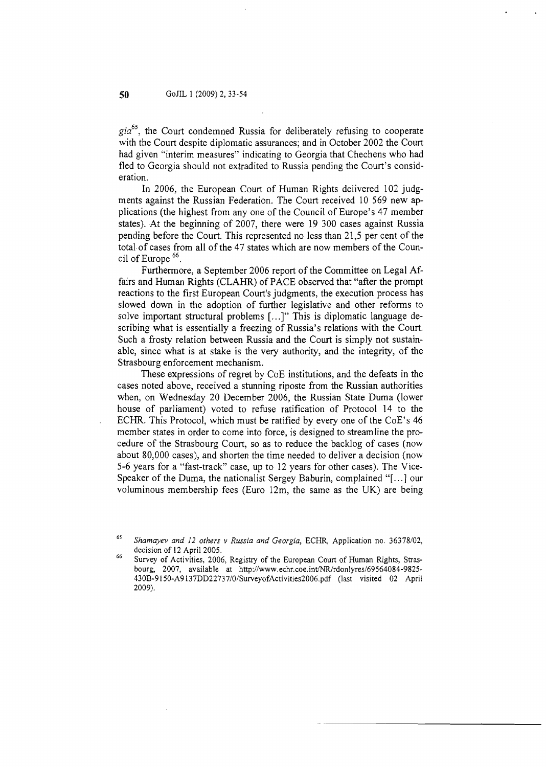*gia*[65], the Court condemned Russia for deliberately refusing to cooperate with the Court despite diplomatic assurances; and in October 2002 the Court had given "interim measures" indicating to Georgia that Chechens who had fled to Georgia should not extradited to Russia pending the Court's consideration.

In 2006, the European Court of Human Rights delivered 102 judgments against the Russian Federation. The Court received 10 569 new applications (the highest from any one of the Council of Europe's 47 member states). At the beginning of 2007, there were 19 300 cases against Russia pending before the Court. This represented no less than 21,5 per cent of the total of cases from all of the 47 states which are now members of the Council of Europe [66].

Furthermore, a September 2006 report of the Committee on Legal Affairs and Human Rights (CLAHR) of PACE observed that "after the prompt reactions to the first European Court's judgments, the execution process has slowed down in the adoption of further legislative and other reforms to solve important structural problems [...]" This is diplomatic language describing what is essentially a freezing of Russia's relations with the Court. Such a frosty relation between Russia and the Court is simply not sustainable, since what is at stake is the very authority, and the integrity, of the Strasbourg enforcement mechanism.

These expressions of regret by CoE institutions, and the defeats in the cases noted above, received a stunning riposte from the Russian authorities when, on Wednesday 20 December 2006, the Russian State Duma (lower house of parliament) voted to refuse ratification of Protocol 14 to the ECHR. This Protocol, which must be ratified by every one of the CoE's 46 member states in order to come into force, is designed to streamline the procedure of the Strasbourg Court, so as to reduce the backlog of cases (now about 80,000 cases), and shorten the time needed to deliver a decision (now 5-6 years for a "fast-track" case, up to 12 years for other cases). The Vice-Speaker of the Duma, the nationalist Sergey Baburin, complained "[...] our voluminous membership fees (Euro 12m, the same as the UK) are being

---

65 *Shamayev and 12 others v Russia and Georgia*, ECHR, Application no. 36378/02, decision of 12 April 2005.

66 Survey of Activities, 2006, Registry of the European Court of Human Rights, Strasbourg, 2007, available at http://www.echr.coe.int/NR/rdonlyres/69564084-9825-430B-9150-A9137DD22737/0/SurveyofActivities2006.pdf (last visited 02 April 2009).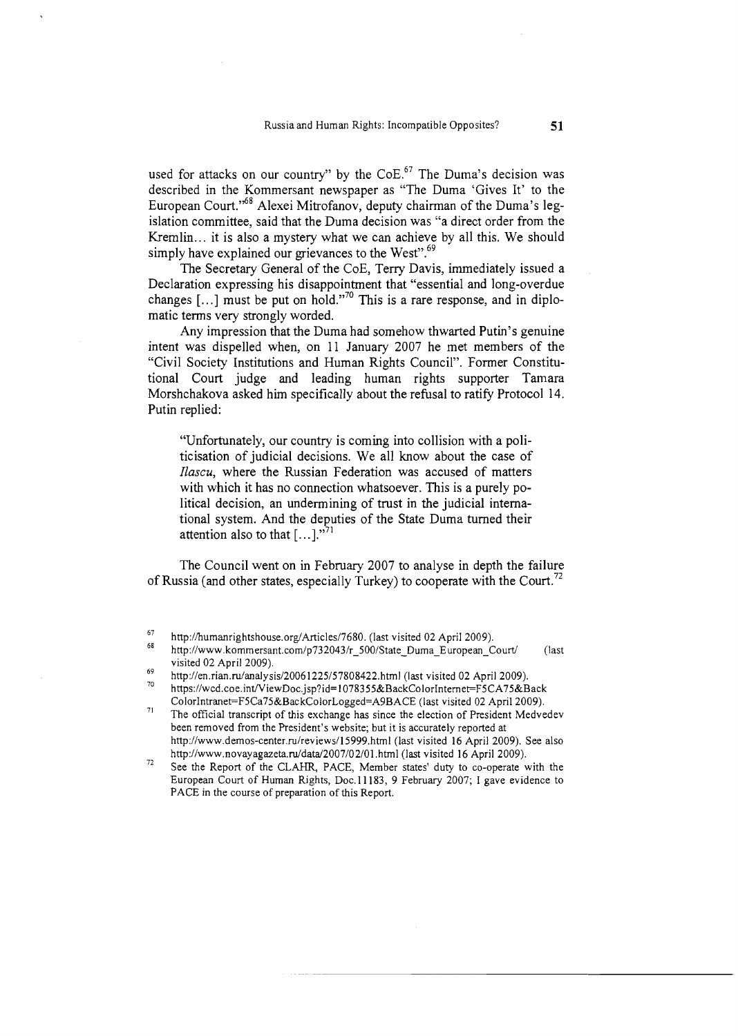used for attacks on our country" by the CoE.[67] The Duma's decision was described in the Kommersant newspaper as "The Duma 'Gives It' to the European Court."[68] Alexei Mitrofanov, deputy chairman of the Duma's legislation committee, said that the Duma decision was "a direct order from the Kremlin... it is also a mystery what we can achieve by all this. We should simply have explained our grievances to the West".[69]

The Secretary General of the CoE, Terry Davis, immediately issued a Declaration expressing his disappointment that "essential and long-overdue changes [...] must be put on hold."[70] This is a rare response, and in diplomatic terms very strongly worded.

Any impression that the Duma had somehow thwarted Putin's genuine intent was dispelled when, on 11 January 2007 he met members of the "Civil Society Institutions and Human Rights Council". Former Constitutional Court judge and leading human rights supporter Tamara Morshchakova asked him specifically about the refusal to ratify Protocol 14. Putin replied:

> "Unfortunately, our country is coming into collision with a politicisation of judicial decisions. We all know about the case of *Ilascu*, where the Russian Federation was accused of matters with which it has no connection whatsoever. This is a purely political decision, an undermining of trust in the judicial international system. And the deputies of the State Duma turned their attention also to that [...]."[71]

The Council went on in February 2007 to analyse in depth the failure of Russia (and other states, especially Turkey) to cooperate with the Court.[72]

---

[67] http://humanrightshouse.org/Articles/7680. (last visited 02 April 2009).

[68] http://www.kommersant.com/p732043/r_500/State_Duma_European_Court/ (last visited 02 April 2009).

[69] http://en.rian.ru/analysis/20061225/57808422.html (last visited 02 April 2009).

[70] https://wcd.coe.int/ViewDoc.jsp?id=1078355&BackColorInternet=F5CA75&BackColorIntranet=F5Ca75&BackColorLogged=A9BACE (last visited 02 April 2009).

[71] The official transcript of this exchange has since the election of President Medvedev been removed from the President's website; but it is accurately reported at http://www.demos-center.ru/reviews/15999.html (last visited 16 April 2009). See also http://www.novayagazeta.ru/data/2007/02/01.html (last visited 16 April 2009).

[72] See the Report of the CLAHR, PACE, Member states' duty to co-operate with the European Court of Human Rights, Doc.11183, 9 February 2007; I gave evidence to PACE in the course of preparation of this Report.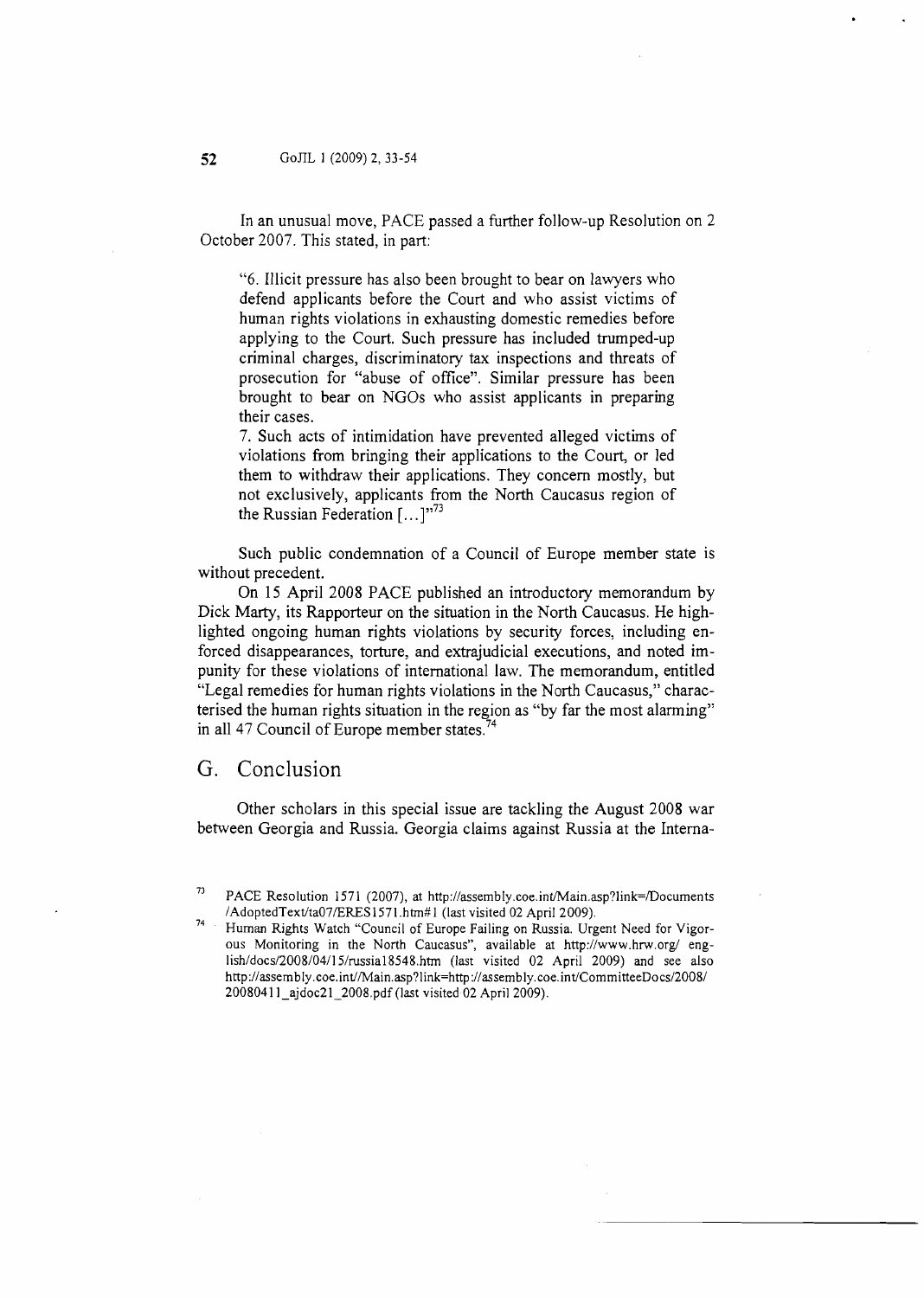In an unusual move, PACE passed a further follow-up Resolution on 2 October 2007. This stated, in part:

> "6. Illicit pressure has also been brought to bear on lawyers who defend applicants before the Court and who assist victims of human rights violations in exhausting domestic remedies before applying to the Court. Such pressure has included trumped-up criminal charges, discriminatory tax inspections and threats of prosecution for "abuse of office". Similar pressure has been brought to bear on NGOs who assist applicants in preparing their cases.
> 7. Such acts of intimidation have prevented alleged victims of violations from bringing their applications to the Court, or led them to withdraw their applications. They concern mostly, but not exclusively, applicants from the North Caucasus region of the Russian Federation [...]"[73]

Such public condemnation of a Council of Europe member state is without precedent.

On 15 April 2008 PACE published an introductory memorandum by Dick Marty, its Rapporteur on the situation in the North Caucasus. He highlighted ongoing human rights violations by security forces, including enforced disappearances, torture, and extrajudicial executions, and noted impunity for these violations of international law. The memorandum, entitled "Legal remedies for human rights violations in the North Caucasus," characterised the human rights situation in the region as "by far the most alarming" in all 47 Council of Europe member states.[74]

## G. Conclusion

Other scholars in this special issue are tackling the August 2008 war between Georgia and Russia. Georgia claims against Russia at the Interna-

---

[73] PACE Resolution 1571 (2007), at http://assembly.coe.int/Main.asp?link=/Documents/AdoptedText/ta07/ERES1571.htm#1 (last visited 02 April 2009).

[74] Human Rights Watch "Council of Europe Failing on Russia. Urgent Need for Vigorous Monitoring in the North Caucasus", available at http://www.hrw.org/english/docs/2008/04/15/russia18548.htm (last visited 02 April 2009) and see also http://assembly.coe.int//Main.asp?link=http://assembly.coe.int/CommitteeDocs/2008/20080411_ajdoc21_2008.pdf (last visited 02 April 2009).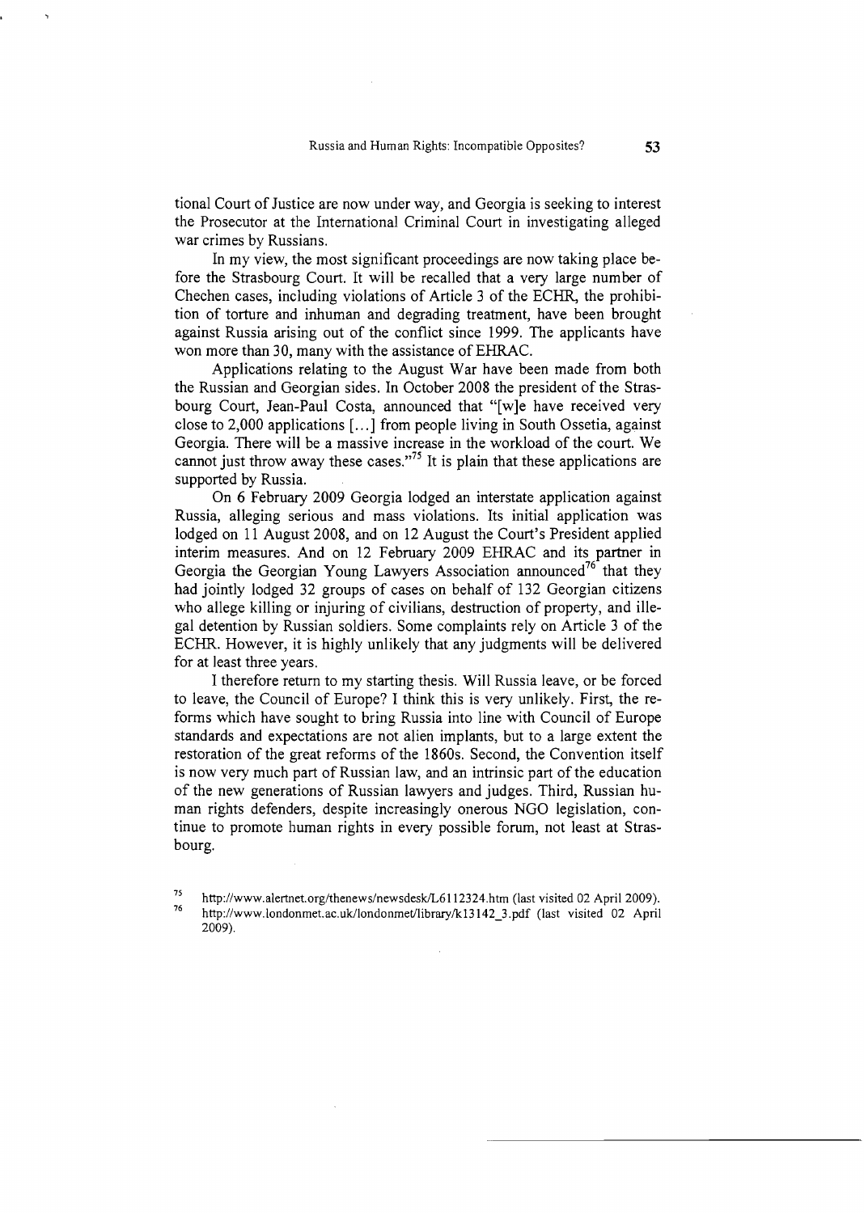tional Court of Justice are now under way, and Georgia is seeking to interest the Prosecutor at the International Criminal Court in investigating alleged war crimes by Russians.

In my view, the most significant proceedings are now taking place before the Strasbourg Court. It will be recalled that a very large number of Chechen cases, including violations of Article 3 of the ECHR, the prohibition of torture and inhuman and degrading treatment, have been brought against Russia arising out of the conflict since 1999. The applicants have won more than 30, many with the assistance of EHRAC.

Applications relating to the August War have been made from both the Russian and Georgian sides. In October 2008 the president of the Strasbourg Court, Jean-Paul Costa, announced that "[w]e have received very close to 2,000 applications [...] from people living in South Ossetia, against Georgia. There will be a massive increase in the workload of the court. We cannot just throw away these cases."[75] It is plain that these applications are supported by Russia.

On 6 February 2009 Georgia lodged an interstate application against Russia, alleging serious and mass violations. Its initial application was lodged on 11 August 2008, and on 12 August the Court's President applied interim measures. And on 12 February 2009 EHRAC and its partner in Georgia the Georgian Young Lawyers Association announced[76] that they had jointly lodged 32 groups of cases on behalf of 132 Georgian citizens who allege killing or injuring of civilians, destruction of property, and illegal detention by Russian soldiers. Some complaints rely on Article 3 of the ECHR. However, it is highly unlikely that any judgments will be delivered for at least three years.

I therefore return to my starting thesis. Will Russia leave, or be forced to leave, the Council of Europe? I think this is very unlikely. First, the reforms which have sought to bring Russia into line with Council of Europe standards and expectations are not alien implants, but to a large extent the restoration of the great reforms of the 1860s. Second, the Convention itself is now very much part of Russian law, and an intrinsic part of the education of the new generations of Russian lawyers and judges. Third, Russian human rights defenders, despite increasingly onerous NGO legislation, continue to promote human rights in every possible forum, not least at Strasbourg.

---

[75] http://www.alertnet.org/thenews/newsdesk/L6112324.htm (last visited 02 April 2009).

[76] http://www.londonmet.ac.uk/londonmet/library/k13142_3.pdf (last visited 02 April 2009).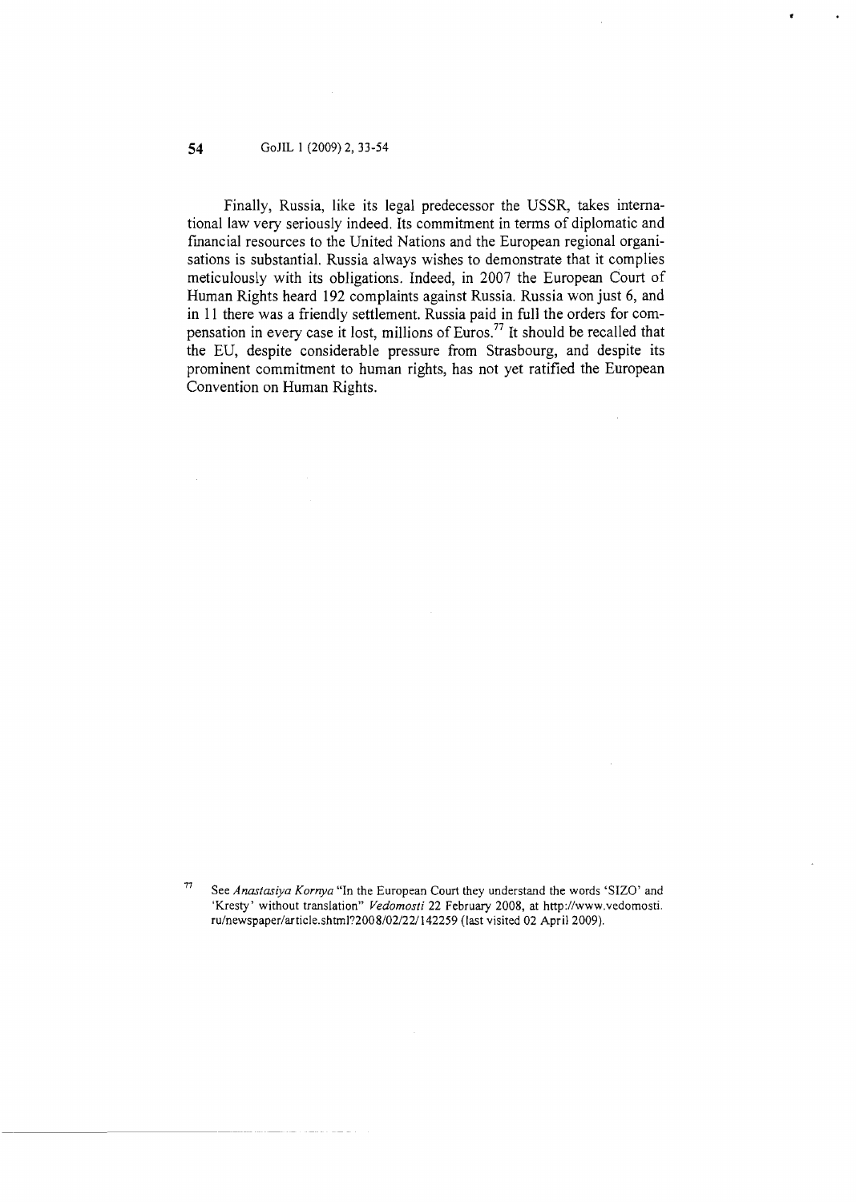Finally, Russia, like its legal predecessor the USSR, takes international law very seriously indeed. Its commitment in terms of diplomatic and financial resources to the United Nations and the European regional organisations is substantial. Russia always wishes to demonstrate that it complies meticulously with its obligations. Indeed, in 2007 the European Court of Human Rights heard 192 complaints against Russia. Russia won just 6, and in 11 there was a friendly settlement. Russia paid in full the orders for compensation in every case it lost, millions of Euros.[77] It should be recalled that the EU, despite considerable pressure from Strasbourg, and despite its prominent commitment to human rights, has not yet ratified the European Convention on Human Rights.

[77] See *Anastasiya Kornya* "In the European Court they understand the words 'SIZO' and 'Kresty' without translation" *Vedomosti* 22 February 2008, at http://www.vedomosti.ru/newspaper/article.shtml?2008/02/22/142259 (last visited 02 April 2009).